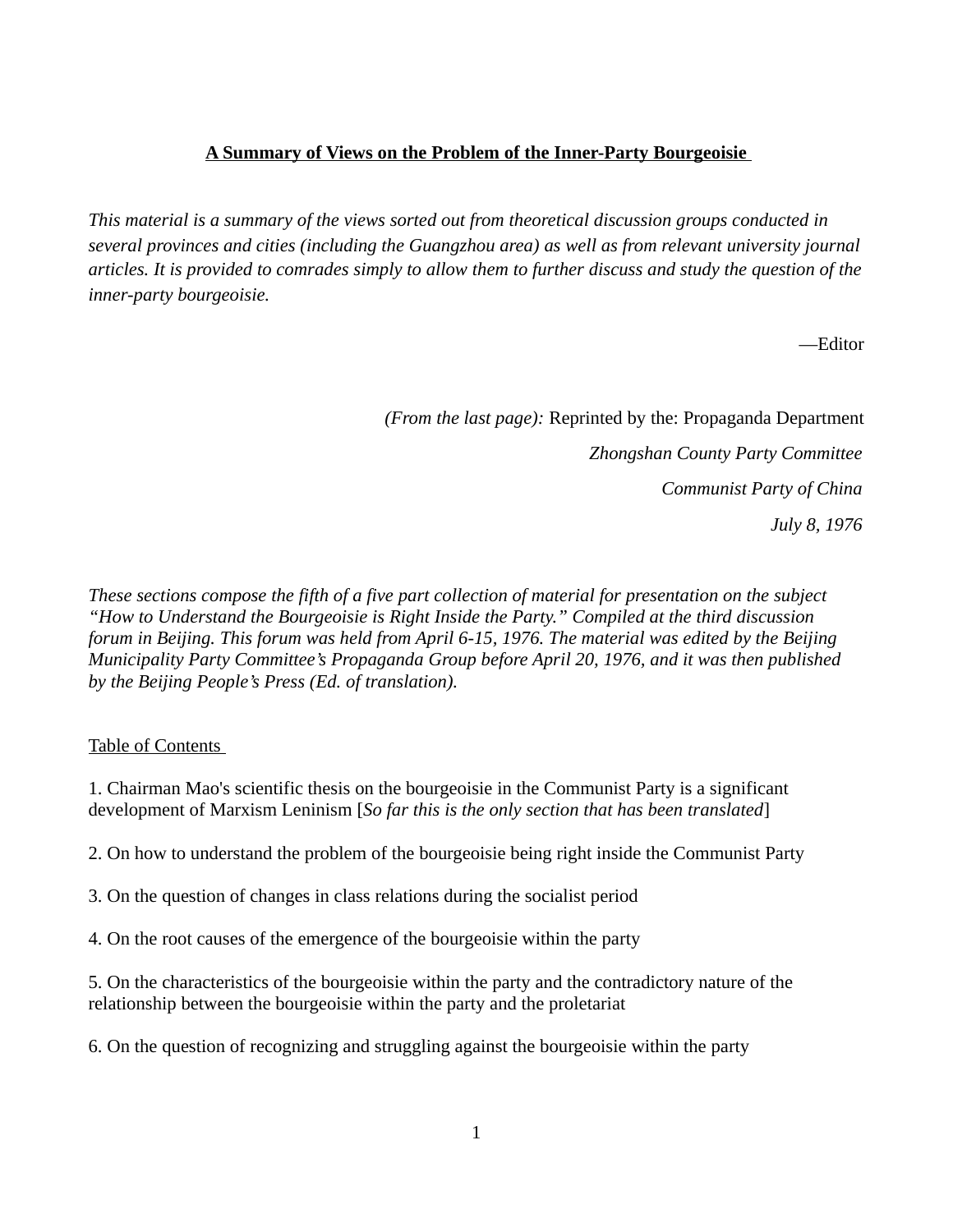# A Summary of Views on the Problem of the Inner-Party Bourgeoisie

*This material is a summary of the views sorted out from theoretical discussion groups conducted in several provinces and cities (including the Guangzhou area) as well as from relevant university journal articles. It is provided to comrades simply to allow them to further discuss and study the question of the inner-party bourgeoisie.*

—Editor

*(From the last page):* Reprinted by the: Propaganda Department

*Zhongshan County Party Committee*

*Communist Party of China*

*July 8, 1976*

*These sections compose the fifth of a five part collection of material for presentation on the subject "How to Understand the Bourgeoisie is Right Inside the Party." Compiled at the third discussion forum in Beijing. This forum was held from April 6-15, 1976. The material was edited by the Beijing Municipality Party Committee's Propaganda Group before April 20, 1976, and it was then published by the Beijing People's Press (Ed. of translation).*

Table of Contents

1. Chairman Mao's scientific thesis on the bourgeoisie in the Communist Party is a significant development of Marxism Leninism [*So far this is the only section that has been translated*]

2. On how to understand the problem of the bourgeoisie being right inside the Communist Party

3. On the question of changes in class relations during the socialist period

4. On the root causes of the emergence of the bourgeoisie within the party

5. On the characteristics of the bourgeoisie within the party and the contradictory nature of the relationship between the bourgeoisie within the party and the proletariat

6. On the question of recognizing and struggling against the bourgeoisie within the party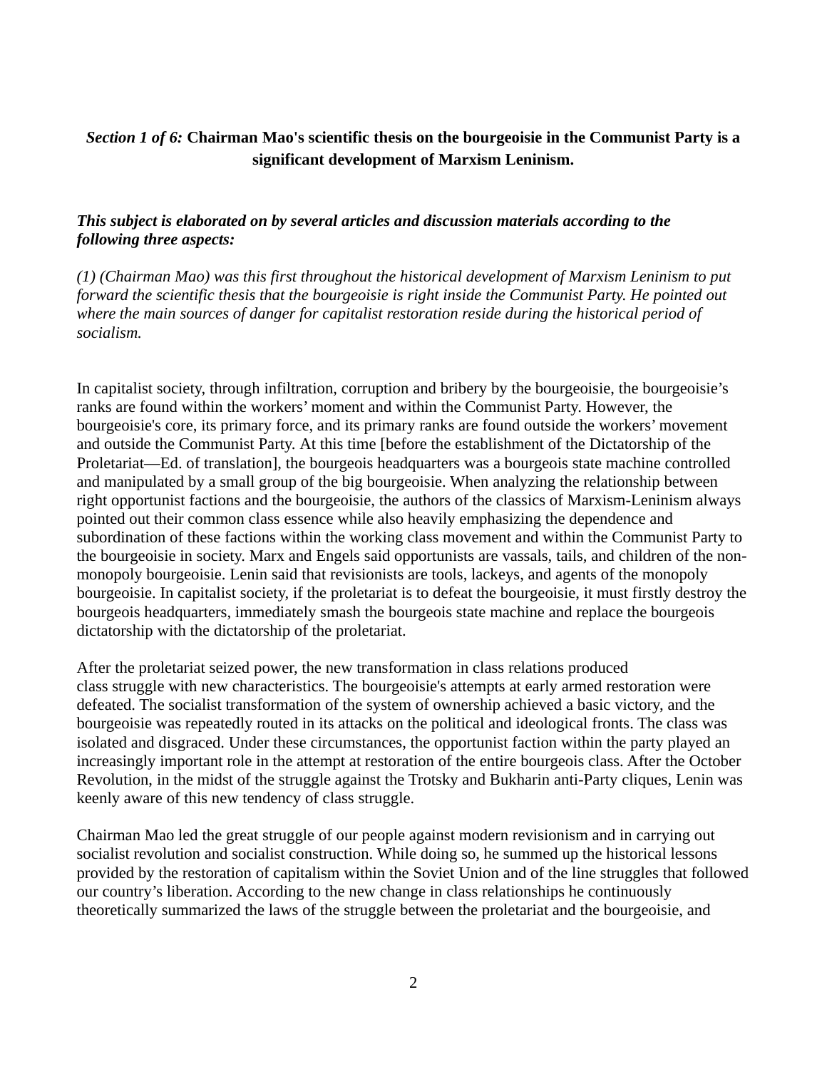### *Section 1 of 6:* **Chairman Mao's scientific thesis on the bourgeoisie in the Communist Party is a significant development of Marxism Leninism.**

***This subject is elaborated on by several articles and discussion materials according to the following three aspects:***

*(1) (Chairman Mao) was this first throughout the historical development of Marxism Leninism to put forward the scientific thesis that the bourgeoisie is right inside the Communist Party. He pointed out where the main sources of danger for capitalist restoration reside during the historical period of socialism.*

In capitalist society, through infiltration, corruption and bribery by the bourgeoisie, the bourgeoisie's ranks are found within the workers' moment and within the Communist Party. However, the bourgeoisie's core, its primary force, and its primary ranks are found outside the workers' movement and outside the Communist Party. At this time [before the establishment of the Dictatorship of the Proletariat—Ed. of translation], the bourgeois headquarters was a bourgeois state machine controlled and manipulated by a small group of the big bourgeoisie. When analyzing the relationship between right opportunist factions and the bourgeoisie, the authors of the classics of Marxism-Leninism always pointed out their common class essence while also heavily emphasizing the dependence and subordination of these factions within the working class movement and within the Communist Party to the bourgeoisie in society. Marx and Engels said opportunists are vassals, tails, and children of the non-monopoly bourgeoisie. Lenin said that revisionists are tools, lackeys, and agents of the monopoly bourgeoisie. In capitalist society, if the proletariat is to defeat the bourgeoisie, it must firstly destroy the bourgeois headquarters, immediately smash the bourgeois state machine and replace the bourgeois dictatorship with the dictatorship of the proletariat.

After the proletariat seized power, the new transformation in class relations produced class struggle with new characteristics. The bourgeoisie's attempts at early armed restoration were defeated. The socialist transformation of the system of ownership achieved a basic victory, and the bourgeoisie was repeatedly routed in its attacks on the political and ideological fronts. The class was isolated and disgraced. Under these circumstances, the opportunist faction within the party played an increasingly important role in the attempt at restoration of the entire bourgeois class. After the October Revolution, in the midst of the struggle against the Trotsky and Bukharin anti-Party cliques, Lenin was keenly aware of this new tendency of class struggle.

Chairman Mao led the great struggle of our people against modern revisionism and in carrying out socialist revolution and socialist construction. While doing so, he summed up the historical lessons provided by the restoration of capitalism within the Soviet Union and of the line struggles that followed our country's liberation. According to the new change in class relationships he continuously theoretically summarized the laws of the struggle between the proletariat and the bourgeoisie, and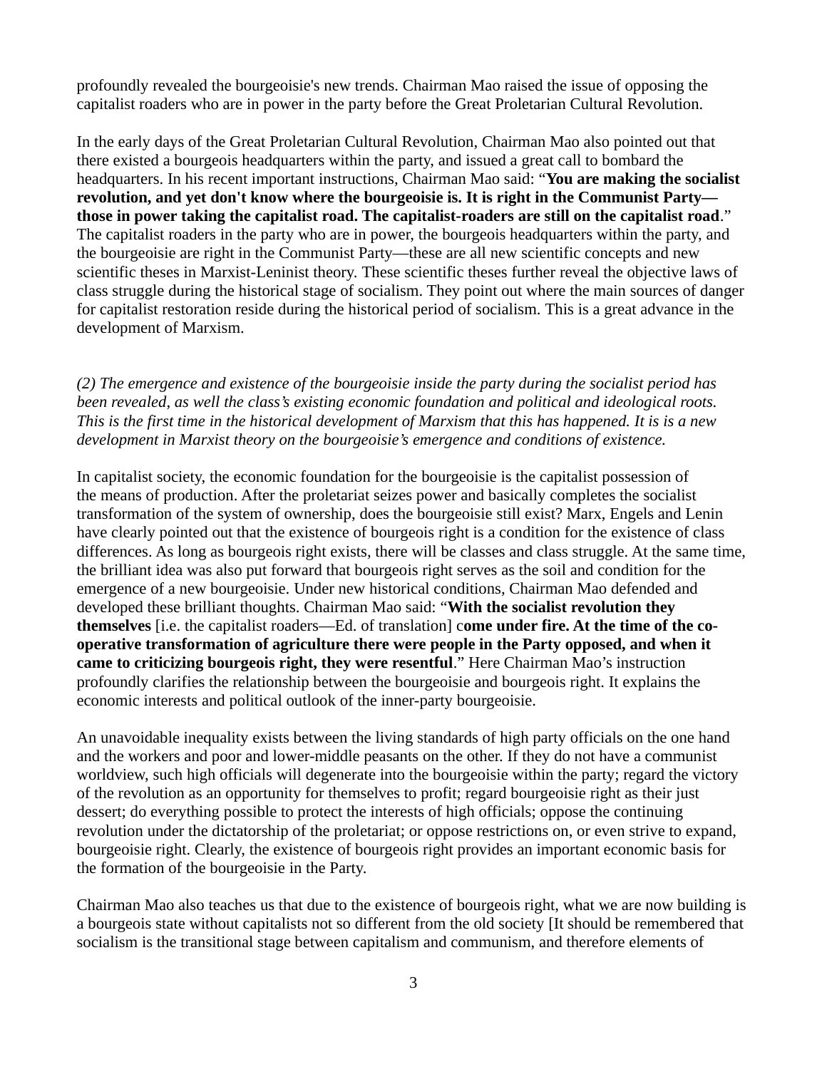profoundly revealed the bourgeoisie's new trends. Chairman Mao raised the issue of opposing the capitalist roaders who are in power in the party before the Great Proletarian Cultural Revolution.

In the early days of the Great Proletarian Cultural Revolution, Chairman Mao also pointed out that there existed a bourgeois headquarters within the party, and issued a great call to bombard the headquarters. In his recent important instructions, Chairman Mao said: "**You are making the socialist revolution, and yet don't know where the bourgeoisie is. It is right in the Communist Party—those in power taking the capitalist road. The capitalist-roaders are still on the capitalist road**." The capitalist roaders in the party who are in power, the bourgeois headquarters within the party, and the bourgeoisie are right in the Communist Party—these are all new scientific concepts and new scientific theses in Marxist-Leninist theory. These scientific theses further reveal the objective laws of class struggle during the historical stage of socialism. They point out where the main sources of danger for capitalist restoration reside during the historical period of socialism. This is a great advance in the development of Marxism.

*(2) The emergence and existence of the bourgeoisie inside the party during the socialist period has been revealed, as well the class's existing economic foundation and political and ideological roots. This is the first time in the historical development of Marxism that this has happened. It is is a new development in Marxist theory on the bourgeoisie's emergence and conditions of existence.*

In capitalist society, the economic foundation for the bourgeoisie is the capitalist possession of the means of production. After the proletariat seizes power and basically completes the socialist transformation of the system of ownership, does the bourgeoisie still exist? Marx, Engels and Lenin have clearly pointed out that the existence of bourgeois right is a condition for the existence of class differences. As long as bourgeois right exists, there will be classes and class struggle. At the same time, the brilliant idea was also put forward that bourgeois right serves as the soil and condition for the emergence of a new bourgeoisie. Under new historical conditions, Chairman Mao defended and developed these brilliant thoughts. Chairman Mao said: "**With the socialist revolution they themselves** [i.e. the capitalist roaders—Ed. of translation] c**ome under fire. At the time of the co-operative transformation of agriculture there were people in the Party opposed, and when it came to criticizing bourgeois right, they were resentful**." Here Chairman Mao's instruction profoundly clarifies the relationship between the bourgeoisie and bourgeois right. It explains the economic interests and political outlook of the inner-party bourgeoisie.

An unavoidable inequality exists between the living standards of high party officials on the one hand and the workers and poor and lower-middle peasants on the other. If they do not have a communist worldview, such high officials will degenerate into the bourgeoisie within the party; regard the victory of the revolution as an opportunity for themselves to profit; regard bourgeoisie right as their just dessert; do everything possible to protect the interests of high officials; oppose the continuing revolution under the dictatorship of the proletariat; or oppose restrictions on, or even strive to expand, bourgeoisie right. Clearly, the existence of bourgeois right provides an important economic basis for the formation of the bourgeoisie in the Party.

Chairman Mao also teaches us that due to the existence of bourgeois right, what we are now building is a bourgeois state without capitalists not so different from the old society [It should be remembered that socialism is the transitional stage between capitalism and communism, and therefore elements of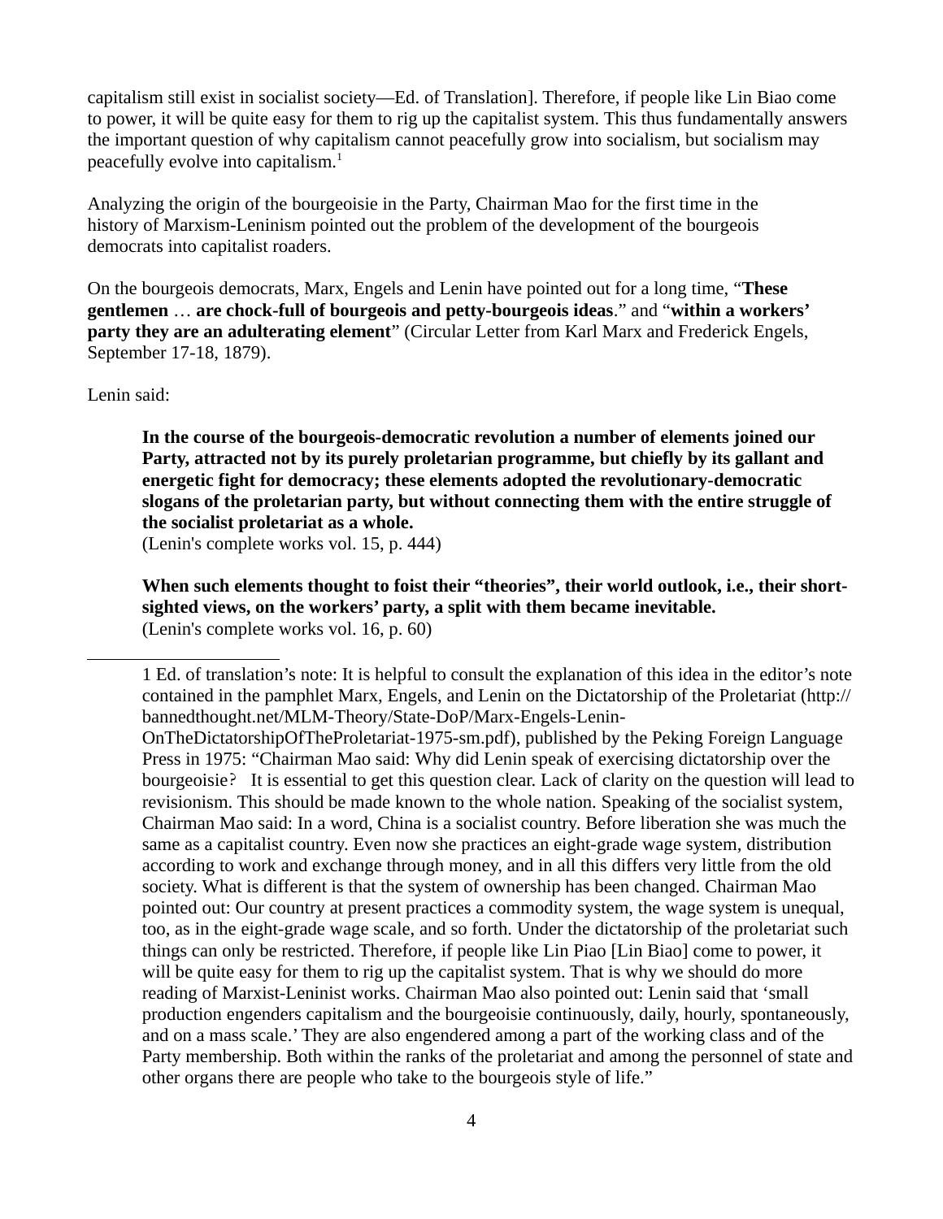capitalism still exist in socialist society—Ed. of Translation]. Therefore, if people like Lin Biao come to power, it will be quite easy for them to rig up the capitalist system. This thus fundamentally answers the important question of why capitalism cannot peacefully grow into socialism, but socialism may peacefully evolve into capitalism.[1]

Analyzing the origin of the bourgeoisie in the Party, Chairman Mao for the first time in the history of Marxism-Leninism pointed out the problem of the development of the bourgeois democrats into capitalist roaders.

On the bourgeois democrats, Marx, Engels and Lenin have pointed out for a long time, "**These gentlemen** … **are chock-full of bourgeois and petty-bourgeois ideas**." and "**within a workers' party they are an adulterating element**" (Circular Letter from Karl Marx and Frederick Engels, September 17-18, 1879).

Lenin said:

> **In the course of the bourgeois-democratic revolution a number of elements joined our Party, attracted not by its purely proletarian programme, but chiefly by its gallant and energetic fight for democracy; these elements adopted the revolutionary-democratic slogans of the proletarian party, but without connecting them with the entire struggle of the socialist proletariat as a whole.**
> (Lenin's complete works vol. 15, p. 444)
>
> **When such elements thought to foist their "theories", their world outlook, i.e., their short-sighted views, on the workers' party, a split with them became inevitable.**
> (Lenin's complete works vol. 16, p. 60)

---

1 Ed. of translation's note: It is helpful to consult the explanation of this idea in the editor's note contained in the pamphlet Marx, Engels, and Lenin on the Dictatorship of the Proletariat (http://bannedthought.net/MLM-Theory/State-DoP/Marx-Engels-Lenin-OnTheDictatorshipOfTheProletariat-1975-sm.pdf), published by the Peking Foreign Language Press in 1975: "Chairman Mao said: Why did Lenin speak of exercising dictatorship over the bourgeoisie? It is essential to get this question clear. Lack of clarity on the question will lead to revisionism. This should be made known to the whole nation. Speaking of the socialist system, Chairman Mao said: In a word, China is a socialist country. Before liberation she was much the same as a capitalist country. Even now she practices an eight-grade wage system, distribution according to work and exchange through money, and in all this differs very little from the old society. What is different is that the system of ownership has been changed. Chairman Mao pointed out: Our country at present practices a commodity system, the wage system is unequal, too, as in the eight-grade wage scale, and so forth. Under the dictatorship of the proletariat such things can only be restricted. Therefore, if people like Lin Piao [Lin Biao] come to power, it will be quite easy for them to rig up the capitalist system. That is why we should do more reading of Marxist-Leninist works. Chairman Mao also pointed out: Lenin said that 'small production engenders capitalism and the bourgeoisie continuously, daily, hourly, spontaneously, and on a mass scale.' They are also engendered among a part of the working class and of the Party membership. Both within the ranks of the proletariat and among the personnel of state and other organs there are people who take to the bourgeois style of life."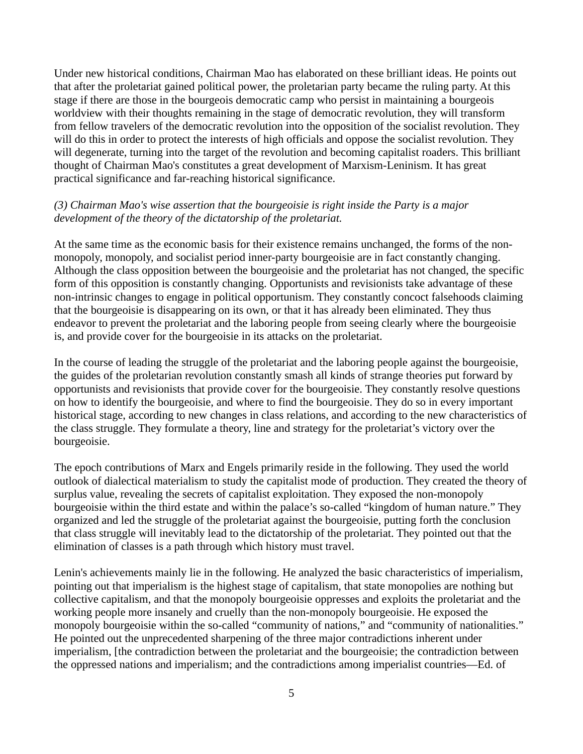Under new historical conditions, Chairman Mao has elaborated on these brilliant ideas. He points out that after the proletariat gained political power, the proletarian party became the ruling party. At this stage if there are those in the bourgeois democratic camp who persist in maintaining a bourgeois worldview with their thoughts remaining in the stage of democratic revolution, they will transform from fellow travelers of the democratic revolution into the opposition of the socialist revolution. They will do this in order to protect the interests of high officials and oppose the socialist revolution. They will degenerate, turning into the target of the revolution and becoming capitalist roaders. This brilliant thought of Chairman Mao's constitutes a great development of Marxism-Leninism. It has great practical significance and far-reaching historical significance.

*(3) Chairman Mao's wise assertion that the bourgeoisie is right inside the Party is a major development of the theory of the dictatorship of the proletariat.*

At the same time as the economic basis for their existence remains unchanged, the forms of the non-monopoly, monopoly, and socialist period inner-party bourgeoisie are in fact constantly changing. Although the class opposition between the bourgeoisie and the proletariat has not changed, the specific form of this opposition is constantly changing. Opportunists and revisionists take advantage of these non-intrinsic changes to engage in political opportunism. They constantly concoct falsehoods claiming that the bourgeoisie is disappearing on its own, or that it has already been eliminated. They thus endeavor to prevent the proletariat and the laboring people from seeing clearly where the bourgeoisie is, and provide cover for the bourgeoisie in its attacks on the proletariat.

In the course of leading the struggle of the proletariat and the laboring people against the bourgeoisie, the guides of the proletarian revolution constantly smash all kinds of strange theories put forward by opportunists and revisionists that provide cover for the bourgeoisie. They constantly resolve questions on how to identify the bourgeoisie, and where to find the bourgeoisie. They do so in every important historical stage, according to new changes in class relations, and according to the new characteristics of the class struggle. They formulate a theory, line and strategy for the proletariat's victory over the bourgeoisie.

The epoch contributions of Marx and Engels primarily reside in the following. They used the world outlook of dialectical materialism to study the capitalist mode of production. They created the theory of surplus value, revealing the secrets of capitalist exploitation. They exposed the non-monopoly bourgeoisie within the third estate and within the palace's so-called "kingdom of human nature." They organized and led the struggle of the proletariat against the bourgeoisie, putting forth the conclusion that class struggle will inevitably lead to the dictatorship of the proletariat. They pointed out that the elimination of classes is a path through which history must travel.

Lenin's achievements mainly lie in the following. He analyzed the basic characteristics of imperialism, pointing out that imperialism is the highest stage of capitalism, that state monopolies are nothing but collective capitalism, and that the monopoly bourgeoisie oppresses and exploits the proletariat and the working people more insanely and cruelly than the non-monopoly bourgeoisie. He exposed the monopoly bourgeoisie within the so-called "community of nations," and "community of nationalities." He pointed out the unprecedented sharpening of the three major contradictions inherent under imperialism, [the contradiction between the proletariat and the bourgeoisie; the contradiction between the oppressed nations and imperialism; and the contradictions among imperialist countries—Ed. of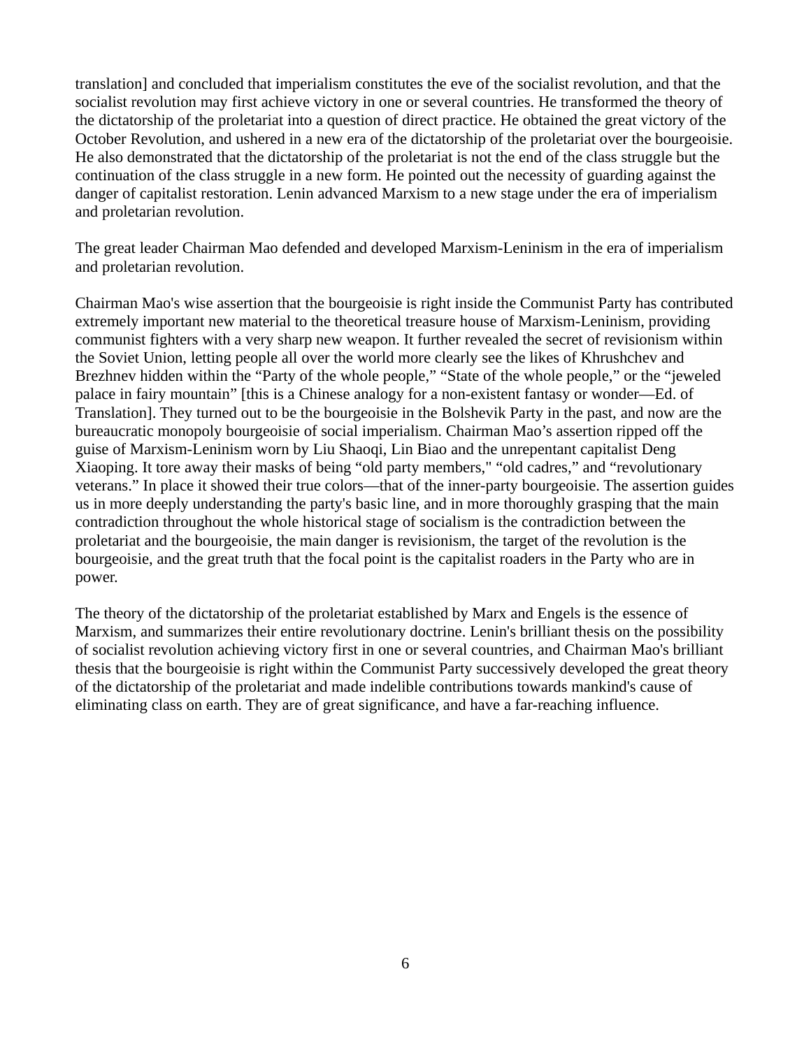translation] and concluded that imperialism constitutes the eve of the socialist revolution, and that the socialist revolution may first achieve victory in one or several countries. He transformed the theory of the dictatorship of the proletariat into a question of direct practice. He obtained the great victory of the October Revolution, and ushered in a new era of the dictatorship of the proletariat over the bourgeoisie. He also demonstrated that the dictatorship of the proletariat is not the end of the class struggle but the continuation of the class struggle in a new form. He pointed out the necessity of guarding against the danger of capitalist restoration. Lenin advanced Marxism to a new stage under the era of imperialism and proletarian revolution.

The great leader Chairman Mao defended and developed Marxism-Leninism in the era of imperialism and proletarian revolution.

Chairman Mao's wise assertion that the bourgeoisie is right inside the Communist Party has contributed extremely important new material to the theoretical treasure house of Marxism-Leninism, providing communist fighters with a very sharp new weapon. It further revealed the secret of revisionism within the Soviet Union, letting people all over the world more clearly see the likes of Khrushchev and Brezhnev hidden within the "Party of the whole people," "State of the whole people," or the "jeweled palace in fairy mountain" [this is a Chinese analogy for a non-existent fantasy or wonder—Ed. of Translation]. They turned out to be the bourgeoisie in the Bolshevik Party in the past, and now are the bureaucratic monopoly bourgeoisie of social imperialism. Chairman Mao's assertion ripped off the guise of Marxism-Leninism worn by Liu Shaoqi, Lin Biao and the unrepentant capitalist Deng Xiaoping. It tore away their masks of being "old party members," "old cadres," and "revolutionary veterans." In place it showed their true colors—that of the inner-party bourgeoisie. The assertion guides us in more deeply understanding the party's basic line, and in more thoroughly grasping that the main contradiction throughout the whole historical stage of socialism is the contradiction between the proletariat and the bourgeoisie, the main danger is revisionism, the target of the revolution is the bourgeoisie, and the great truth that the focal point is the capitalist roaders in the Party who are in power.

The theory of the dictatorship of the proletariat established by Marx and Engels is the essence of Marxism, and summarizes their entire revolutionary doctrine. Lenin's brilliant thesis on the possibility of socialist revolution achieving victory first in one or several countries, and Chairman Mao's brilliant thesis that the bourgeoisie is right within the Communist Party successively developed the great theory of the dictatorship of the proletariat and made indelible contributions towards mankind's cause of eliminating class on earth. They are of great significance, and have a far-reaching influence.